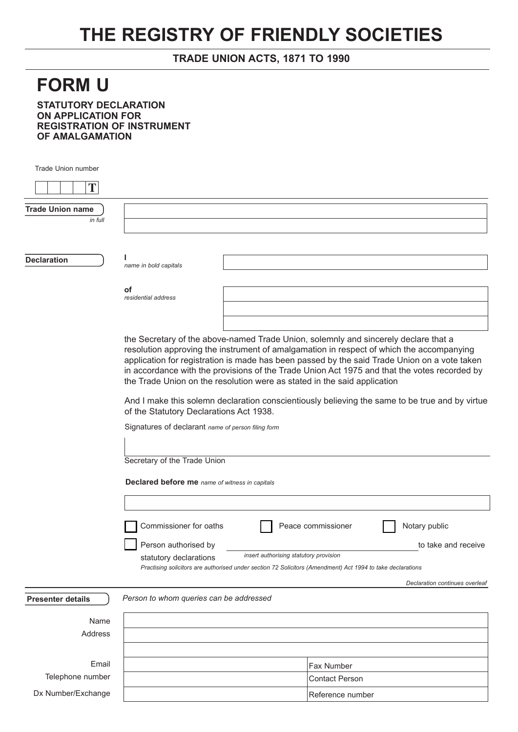# THE REGISTRY OF FRIENDLY SOCIETIES

**TRADE UNION ACTS, 1871 TO 1990**

# FORM U

**STATUTORY DECLARATION ON APPLICATION FOR REGISTRATION OF INSTRUMENT OF AMALGAMATION**

Trade Union number

| | | | | T |
|---|---|---|---|---|

**Trade Union name** *in full*

**Declaration**

I *name in bold capitals*

of *residential address*

the Secretary of the above-named Trade Union, solemnly and sincerely declare that a resolution approving the instrument of amalgamation in respect of which the accompanying application for registration is made has been passed by the said Trade Union on a vote taken in accordance with the provisions of the Trade Union Act 1975 and that the votes recorded by the Trade Union on the resolution were as stated in the said application

And I make this solemn declaration conscientiously believing the same to be true and by virtue of the Statutory Declarations Act 1938.

Signatures of declarant *name of person filing form*

Secretary of the Trade Union

**Declared before me** *name of witness in capitals*

☐ Commissioner for oaths ☐ Peace commissioner ☐ Notary public

☐ Person authorised by ______________ to take and receive statutory declarations *insert authorising statutory provision*

*Practising solicitors are authorised under section 72 Solicitors (Amendment) Act 1994 to take declarations*

*Declaration continues overleaf*

**Presenter details**

*Person to whom queries can be addressed*

| | | |
|---|---|---|
| Name | | |
| Address | | |
| | | |
| Email | | Fax Number |
| Telephone number | | Contact Person |
| Dx Number/Exchange | | Reference number |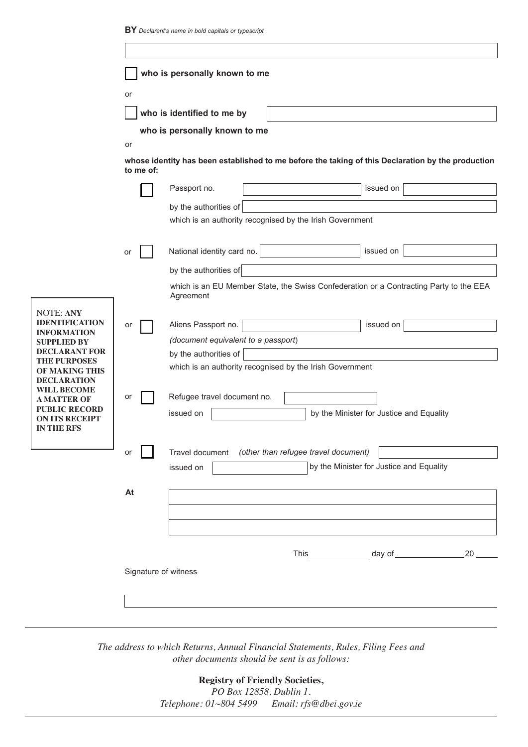**BY** *Declarant's name in bold capitals or typescript*

☐ **who is personally known to me**

or

☐ **who is identified to me by** \_\_\_\_\_\_\_\_\_\_\_\_\_\_\_\_

**who is personally known to me**

or

**whose identity has been established to me before the taking of this Declaration by the production to me of:**

☐ Passport no. \_\_\_\_\_\_\_\_\_\_ issued on \_\_\_\_\_\_\_\_\_\_

by the authorities of \_\_\_\_\_\_\_\_\_\_

which is an authority recognised by the Irish Government

or ☐ National identity card no. \_\_\_\_\_\_\_\_\_\_ issued on \_\_\_\_\_\_\_\_\_\_

by the authorities of \_\_\_\_\_\_\_\_\_\_

which is an EU Member State, the Swiss Confederation or a Contracting Party to the EEA Agreement

or ☐ Aliens Passport no. \_\_\_\_\_\_\_\_\_\_ issued on \_\_\_\_\_\_\_\_\_\_

*(document equivalent to a passport)*

by the authorities of \_\_\_\_\_\_\_\_\_\_

which is an authority recognised by the Irish Government

or ☐ Refugee travel document no. \_\_\_\_\_\_\_\_\_\_

issued on \_\_\_\_\_\_\_\_\_\_ by the Minister for Justice and Equality

or ☐ Travel document *(other than refugee travel document)* \_\_\_\_\_\_\_\_\_\_

issued on \_\_\_\_\_\_\_\_\_\_ by the Minister for Justice and Equality

NOTE: **ANY IDENTIFICATION INFORMATION SUPPLIED BY DECLARANT FOR THE PURPOSES OF MAKING THIS DECLARATION WILL BECOME A MATTER OF PUBLIC RECORD ON ITS RECEIPT IN THE RFS**

**At** \_\_\_\_\_\_\_\_\_\_

This \_\_\_\_\_\_\_\_ day of \_\_\_\_\_\_\_\_ 20 \_\_\_\_

Signature of witness

\_\_\_\_\_\_\_\_\_\_\_\_\_\_\_\_\_\_\_\_

*The address to which Returns, Annual Financial Statements, Rules, Filing Fees and other documents should be sent is as follows:*

**Registry of Friendly Societies,**
*PO Box 12858, Dublin 1.*
*Telephone: 01~804 5499 Email: rfs@dbei.gov.ie*